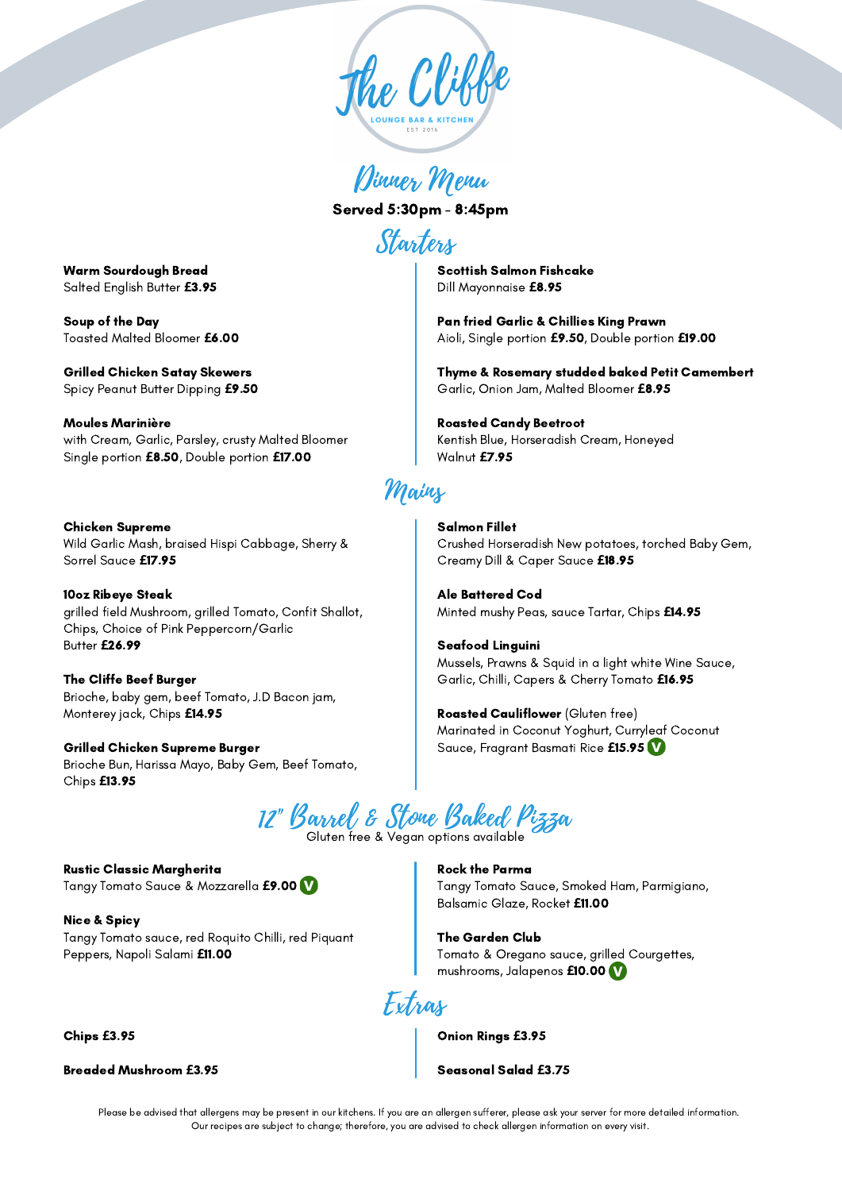# The Cliffe

LOUNGE BAR & KITCHEN

EST 2016

## Dinner Menu

**Served 5:30pm - 8:45pm**

## Starters

**Warm Sourdough Bread**
Salted English Butter **£3.95**

**Soup of the Day**
Toasted Malted Bloomer **£6.00**

**Grilled Chicken Satay Skewers**
Spicy Peanut Butter Dipping **£9.50**

**Moules Marinière**
with Cream, Garlic, Parsley, crusty Malted Bloomer
Single portion **£8.50**, Double portion **£17.00**

**Scottish Salmon Fishcake**
Dill Mayonnaise **£8.95**

**Pan fried Garlic & Chillies King Prawn**
Aioli, Single portion **£9.50**, Double portion **£19.00**

**Thyme & Rosemary studded baked Petit Camembert**
Garlic, Onion Jam, Malted Bloomer **£8.95**

**Roasted Candy Beetroot**
Kentish Blue, Horseradish Cream, Honeyed Walnut **£7.95**

## Mains

**Chicken Supreme**
Wild Garlic Mash, braised Hispi Cabbage, Sherry & Sorrel Sauce **£17.95**

**10oz Ribeye Steak**
grilled field Mushroom, grilled Tomato, Confit Shallot, Chips, Choice of Pink Peppercorn/Garlic Butter **£26.99**

**The Cliffe Beef Burger**
Brioche, baby gem, beef Tomato, J.D Bacon jam, Monterey jack, Chips **£14.95**

**Grilled Chicken Supreme Burger**
Brioche Bun, Harissa Mayo, Baby Gem, Beef Tomato, Chips **£13.95**

**Salmon Fillet**
Crushed Horseradish New potatoes, torched Baby Gem, Creamy Dill & Caper Sauce **£18.95**

**Ale Battered Cod**
Minted mushy Peas, sauce Tartar, Chips **£14.95**

**Seafood Linguini**
Mussels, Prawns & Squid in a light white Wine Sauce, Garlic, Chilli, Capers & Cherry Tomato **£16.95**

**Roasted Cauliflower** (Gluten free)
Marinated in Coconut Yoghurt, Curryleaf Coconut Sauce, Fragrant Basmati Rice **£15.95** (V)

## 12" Barrel & Stone Baked Pizza

Gluten free & Vegan options available

**Rustic Classic Margherita**
Tangy Tomato Sauce & Mozzarella **£9.00** (V)

**Nice & Spicy**
Tangy Tomato sauce, red Roquito Chilli, red Piquant Peppers, Napoli Salami **£11.00**

**Rock the Parma**
Tangy Tomato Sauce, Smoked Ham, Parmigiano, Balsamic Glaze, Rocket **£11.00**

**The Garden Club**
Tomato & Oregano sauce, grilled Courgettes, mushrooms, Jalapenos **£10.00** (V)

## Extras

**Chips £3.95**

**Breaded Mushroom £3.95**

**Onion Rings £3.95**

**Seasonal Salad £3.75**

Please be advised that allergens may be present in our kitchens. If you are an allergen sufferer, please ask your server for more detailed information. Our recipes are subject to change; therefore, you are advised to check allergen information on every visit.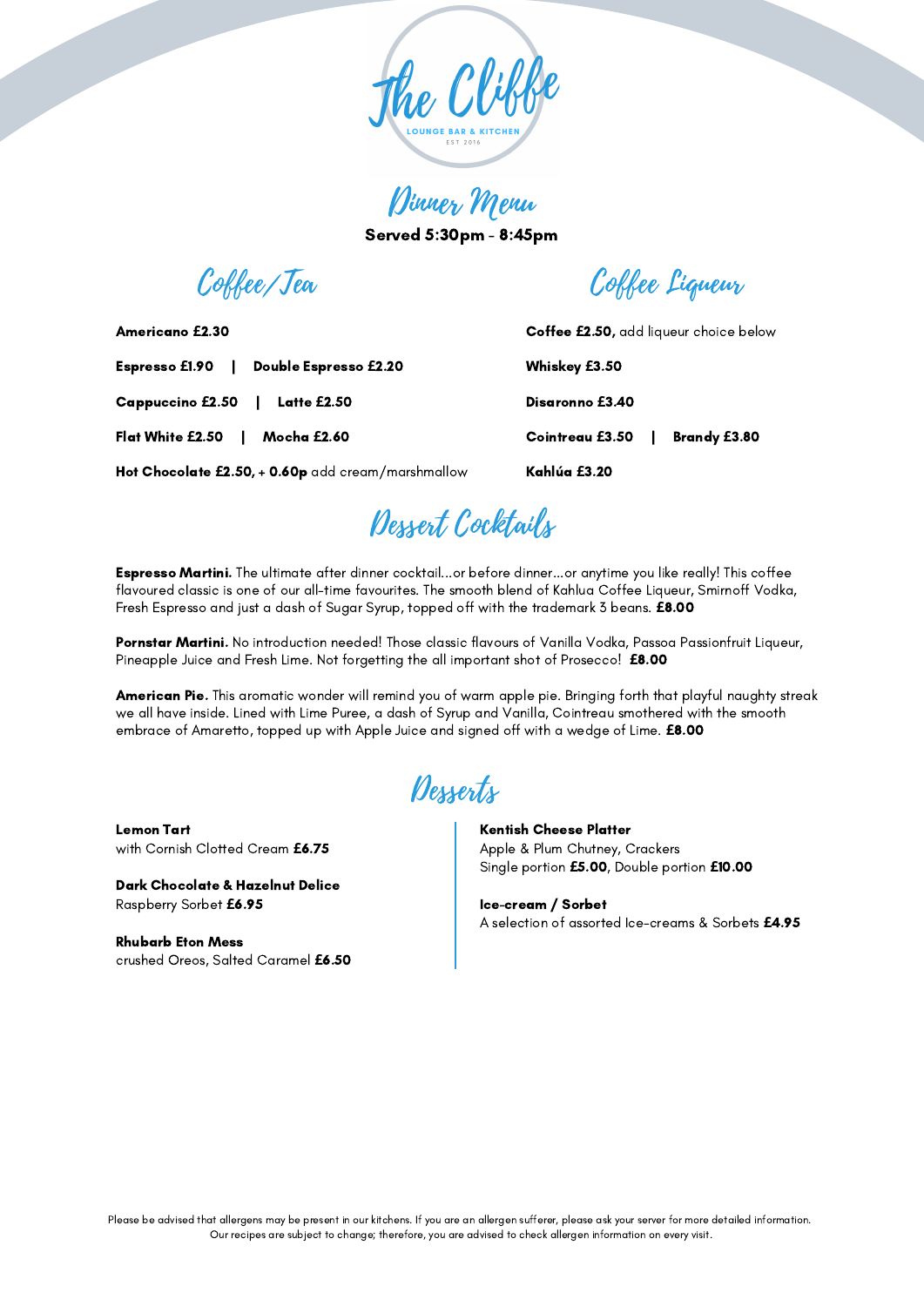# The Cliffe

LOUNGE BAR & KITCHEN

EST 2016

## Dinner Menu

**Served 5:30pm - 8:45pm**

## Coffee/Tea

**Americano £2.30**

**Espresso £1.90** | **Double Espresso £2.20**

**Cappuccino £2.50** | **Latte £2.50**

**Flat White £2.50** | **Mocha £2.60**

**Hot Chocolate £2.50, + 0.60p** add cream/marshmallow

## Coffee Liqueur

**Coffee £2.50,** add liqueur choice below

**Whiskey £3.50**

**Disaronno £3.40**

**Cointreau £3.50** | **Brandy £3.80**

**Kahlúa £3.20**

## Dessert Cocktails

**Espresso Martini.** The ultimate after dinner cocktail...or before dinner...or anytime you like really! This coffee flavoured classic is one of our all-time favourites. The smooth blend of Kahlua Coffee Liqueur, Smirnoff Vodka, Fresh Espresso and just a dash of Sugar Syrup, topped off with the trademark 3 beans. **£8.00**

**Pornstar Martini.** No introduction needed! Those classic flavours of Vanilla Vodka, Passoa Passionfruit Liqueur, Pineapple Juice and Fresh Lime. Not forgetting the all important shot of Prosecco! **£8.00**

**American Pie.** This aromatic wonder will remind you of warm apple pie. Bringing forth that playful naughty streak we all have inside. Lined with Lime Puree, a dash of Syrup and Vanilla, Cointreau smothered with the smooth embrace of Amaretto, topped up with Apple Juice and signed off with a wedge of Lime. **£8.00**

## Desserts

**Lemon Tart**
with Cornish Clotted Cream **£6.75**

**Dark Chocolate & Hazelnut Delice**
Raspberry Sorbet **£6.95**

**Rhubarb Eton Mess**
crushed Oreos, Salted Caramel **£6.50**

**Kentish Cheese Platter**
Apple & Plum Chutney, Crackers
Single portion **£5.00**, Double portion **£10.00**

**Ice-cream / Sorbet**
A selection of assorted Ice-creams & Sorbets **£4.95**

Please be advised that allergens may be present in our kitchens. If you are an allergen sufferer, please ask your server for more detailed information. Our recipes are subject to change; therefore, you are advised to check allergen information on every visit.